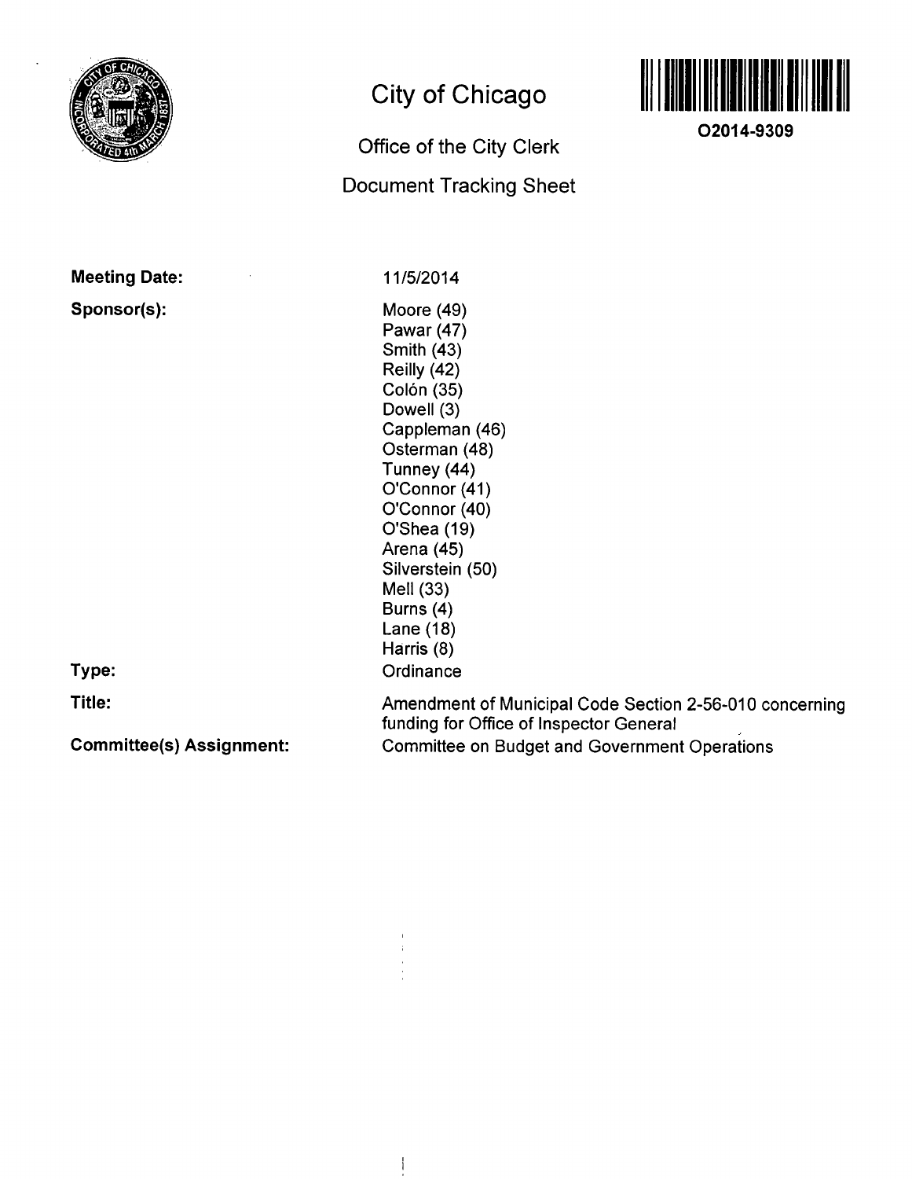# City of Chicago

O2014-9309

## Office of the City Clerk

## Document Tracking Sheet

**Meeting Date:** 11/5/2014

**Sponsor(s):**
Moore (49)
Pawar (47)
Smith (43)
Reilly (42)
Colón (35)
Dowell (3)
Cappleman (46)
Osterman (48)
Tunney (44)
O'Connor (41)
O'Connor (40)
O'Shea (19)
Arena (45)
Silverstein (50)
Mell (33)
Burns (4)
Lane (18)
Harris (8)

**Type:** Ordinance

**Title:** Amendment of Municipal Code Section 2-56-010 concerning funding for Office of Inspector General

**Committee(s) Assignment:** Committee on Budget and Government Operations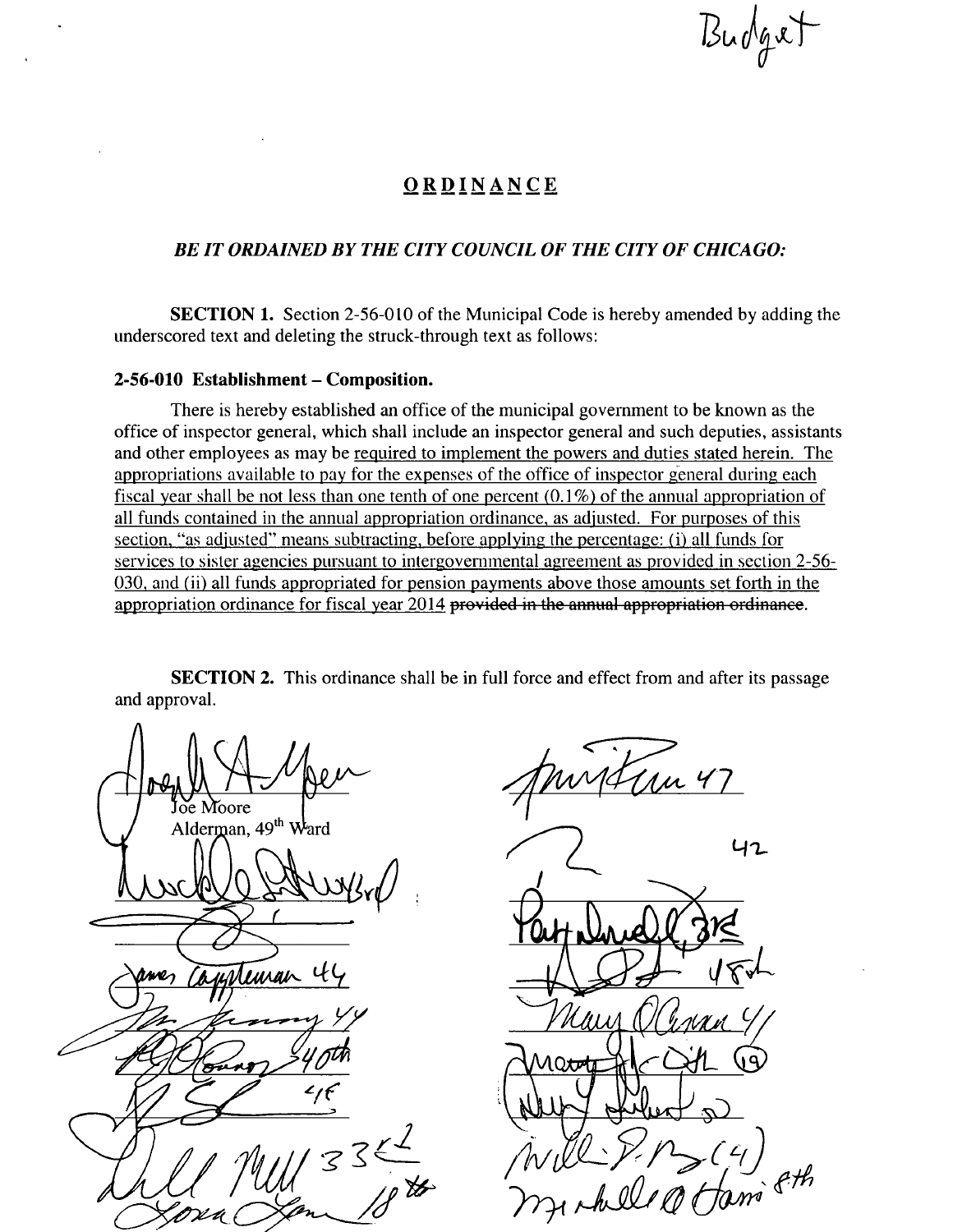Budget

# ORDINANCE

***BE IT ORDAINED BY THE CITY COUNCIL OF THE CITY OF CHICAGO:***

**SECTION 1.** Section 2-56-010 of the Municipal Code is hereby amended by adding the underscored text and deleting the struck-through text as follows:

**2-56-010 Establishment – Composition.**

There is hereby established an office of the municipal government to be known as the office of inspector general, which shall include an inspector general and such deputies, assistants and other employees as may be <u>required to implement the powers and duties stated herein. The appropriations available to pay for the expenses of the office of inspector general during each fiscal year shall be not less than one tenth of one percent (0.1%) of the annual appropriation of all funds contained in the annual appropriation ordinance, as adjusted. For purposes of this section, "as adjusted" means subtracting, before applying the percentage: (i) all funds for services to sister agencies pursuant to intergovernmental agreement as provided in section 2-56-030, and (ii) all funds appropriated for pension payments above those amounts set forth in the appropriation ordinance for fiscal year 2014</u> ~~provided in the annual appropriation ordinance~~.

**SECTION 2.** This ordinance shall be in full force and effect from and after its passage and approval.

Joe Moore
Alderman, 49th Ward